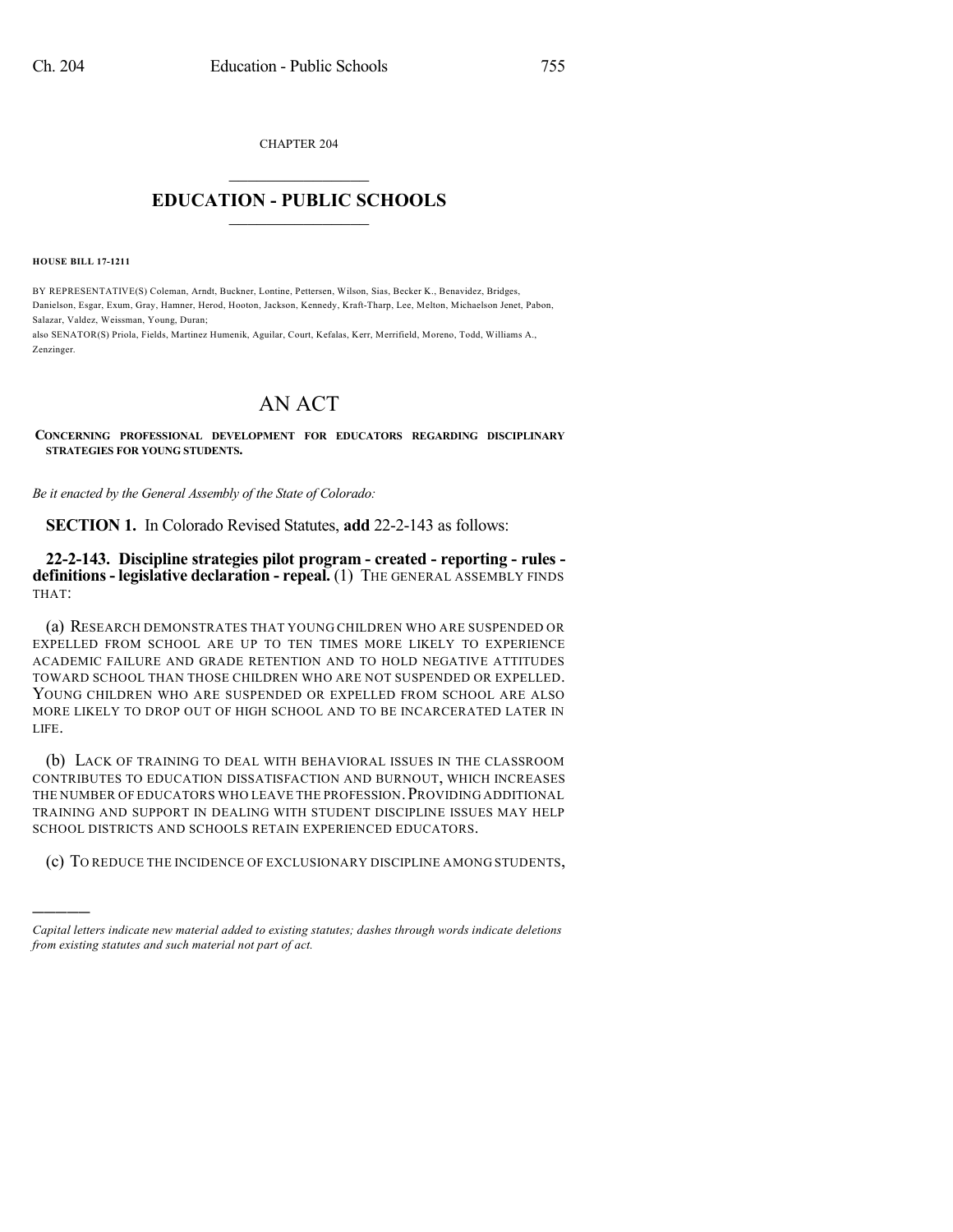CHAPTER 204

# EDUCATION - PUBLIC SCHOOLS

**HOUSE BILL 17-1211**

BY REPRESENTATIVE(S) Coleman, Arndt, Buckner, Lontine, Pettersen, Wilson, Sias, Becker K., Benavidez, Bridges, Danielson, Esgar, Exum, Gray, Hamner, Herod, Hooton, Jackson, Kennedy, Kraft-Tharp, Lee, Melton, Michaelson Jenet, Pabon, Salazar, Valdez, Weissman, Young, Duran;
also SENATOR(S) Priola, Fields, Martinez Humenik, Aguilar, Court, Kefalas, Kerr, Merrifield, Moreno, Todd, Williams A., Zenzinger.

# AN ACT

**CONCERNING PROFESSIONAL DEVELOPMENT FOR EDUCATORS REGARDING DISCIPLINARY STRATEGIES FOR YOUNG STUDENTS.**

*Be it enacted by the General Assembly of the State of Colorado:*

**SECTION 1.** In Colorado Revised Statutes, **add** 22-2-143 as follows:

**22-2-143. Discipline strategies pilot program - created - reporting - rules - definitions - legislative declaration - repeal.** (1) THE GENERAL ASSEMBLY FINDS THAT:

(a) RESEARCH DEMONSTRATES THAT YOUNG CHILDREN WHO ARE SUSPENDED OR EXPELLED FROM SCHOOL ARE UP TO TEN TIMES MORE LIKELY TO EXPERIENCE ACADEMIC FAILURE AND GRADE RETENTION AND TO HOLD NEGATIVE ATTITUDES TOWARD SCHOOL THAN THOSE CHILDREN WHO ARE NOT SUSPENDED OR EXPELLED. YOUNG CHILDREN WHO ARE SUSPENDED OR EXPELLED FROM SCHOOL ARE ALSO MORE LIKELY TO DROP OUT OF HIGH SCHOOL AND TO BE INCARCERATED LATER IN LIFE.

(b) LACK OF TRAINING TO DEAL WITH BEHAVIORAL ISSUES IN THE CLASSROOM CONTRIBUTES TO EDUCATION DISSATISFACTION AND BURNOUT, WHICH INCREASES THE NUMBER OF EDUCATORS WHO LEAVE THE PROFESSION. PROVIDING ADDITIONAL TRAINING AND SUPPORT IN DEALING WITH STUDENT DISCIPLINE ISSUES MAY HELP SCHOOL DISTRICTS AND SCHOOLS RETAIN EXPERIENCED EDUCATORS.

(c) TO REDUCE THE INCIDENCE OF EXCLUSIONARY DISCIPLINE AMONG STUDENTS,

---

*Capital letters indicate new material added to existing statutes; dashes through words indicate deletions from existing statutes and such material not part of act.*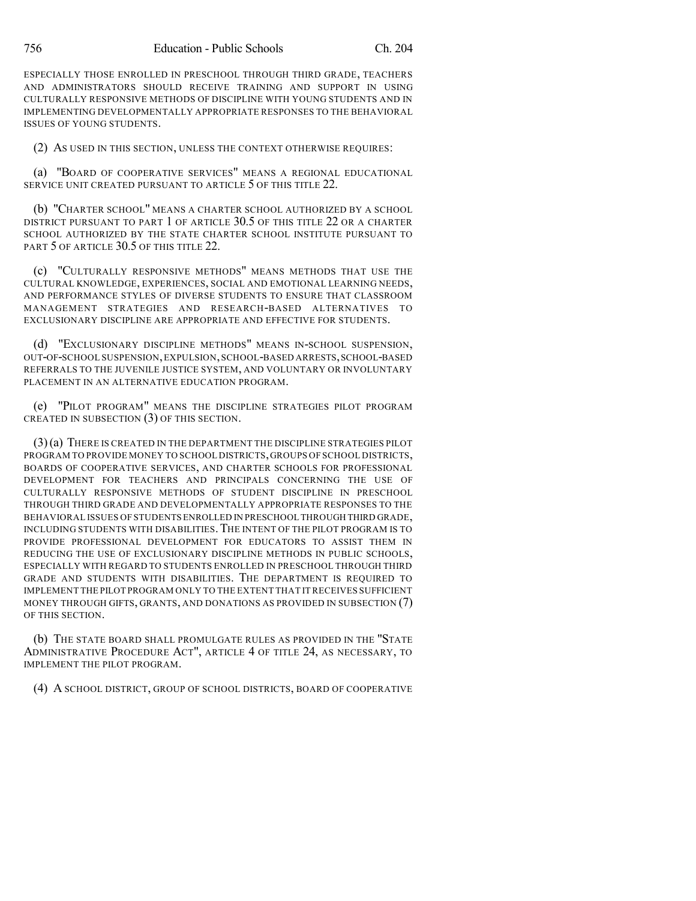ESPECIALLY THOSE ENROLLED IN PRESCHOOL THROUGH THIRD GRADE, TEACHERS AND ADMINISTRATORS SHOULD RECEIVE TRAINING AND SUPPORT IN USING CULTURALLY RESPONSIVE METHODS OF DISCIPLINE WITH YOUNG STUDENTS AND IN IMPLEMENTING DEVELOPMENTALLY APPROPRIATE RESPONSES TO THE BEHAVIORAL ISSUES OF YOUNG STUDENTS.

(2) AS USED IN THIS SECTION, UNLESS THE CONTEXT OTHERWISE REQUIRES:

(a) "BOARD OF COOPERATIVE SERVICES" MEANS A REGIONAL EDUCATIONAL SERVICE UNIT CREATED PURSUANT TO ARTICLE 5 OF THIS TITLE 22.

(b) "CHARTER SCHOOL" MEANS A CHARTER SCHOOL AUTHORIZED BY A SCHOOL DISTRICT PURSUANT TO PART 1 OF ARTICLE 30.5 OF THIS TITLE 22 OR A CHARTER SCHOOL AUTHORIZED BY THE STATE CHARTER SCHOOL INSTITUTE PURSUANT TO PART 5 OF ARTICLE 30.5 OF THIS TITLE 22.

(c) "CULTURALLY RESPONSIVE METHODS" MEANS METHODS THAT USE THE CULTURAL KNOWLEDGE, EXPERIENCES, SOCIAL AND EMOTIONAL LEARNING NEEDS, AND PERFORMANCE STYLES OF DIVERSE STUDENTS TO ENSURE THAT CLASSROOM MANAGEMENT STRATEGIES AND RESEARCH-BASED ALTERNATIVES TO EXCLUSIONARY DISCIPLINE ARE APPROPRIATE AND EFFECTIVE FOR STUDENTS.

(d) "EXCLUSIONARY DISCIPLINE METHODS" MEANS IN-SCHOOL SUSPENSION, OUT-OF-SCHOOL SUSPENSION, EXPULSION, SCHOOL-BASED ARRESTS, SCHOOL-BASED REFERRALS TO THE JUVENILE JUSTICE SYSTEM, AND VOLUNTARY OR INVOLUNTARY PLACEMENT IN AN ALTERNATIVE EDUCATION PROGRAM.

(e) "PILOT PROGRAM" MEANS THE DISCIPLINE STRATEGIES PILOT PROGRAM CREATED IN SUBSECTION (3) OF THIS SECTION.

(3) (a) THERE IS CREATED IN THE DEPARTMENT THE DISCIPLINE STRATEGIES PILOT PROGRAM TO PROVIDE MONEY TO SCHOOL DISTRICTS, GROUPS OF SCHOOL DISTRICTS, BOARDS OF COOPERATIVE SERVICES, AND CHARTER SCHOOLS FOR PROFESSIONAL DEVELOPMENT FOR TEACHERS AND PRINCIPALS CONCERNING THE USE OF CULTURALLY RESPONSIVE METHODS OF STUDENT DISCIPLINE IN PRESCHOOL THROUGH THIRD GRADE AND DEVELOPMENTALLY APPROPRIATE RESPONSES TO THE BEHAVIORAL ISSUES OF STUDENTS ENROLLED IN PRESCHOOL THROUGH THIRD GRADE, INCLUDING STUDENTS WITH DISABILITIES. THE INTENT OF THE PILOT PROGRAM IS TO PROVIDE PROFESSIONAL DEVELOPMENT FOR EDUCATORS TO ASSIST THEM IN REDUCING THE USE OF EXCLUSIONARY DISCIPLINE METHODS IN PUBLIC SCHOOLS, ESPECIALLY WITH REGARD TO STUDENTS ENROLLED IN PRESCHOOL THROUGH THIRD GRADE AND STUDENTS WITH DISABILITIES. THE DEPARTMENT IS REQUIRED TO IMPLEMENT THE PILOT PROGRAM ONLY TO THE EXTENT THAT IT RECEIVES SUFFICIENT MONEY THROUGH GIFTS, GRANTS, AND DONATIONS AS PROVIDED IN SUBSECTION (7) OF THIS SECTION.

(b) THE STATE BOARD SHALL PROMULGATE RULES AS PROVIDED IN THE "STATE ADMINISTRATIVE PROCEDURE ACT", ARTICLE 4 OF TITLE 24, AS NECESSARY, TO IMPLEMENT THE PILOT PROGRAM.

(4) A SCHOOL DISTRICT, GROUP OF SCHOOL DISTRICTS, BOARD OF COOPERATIVE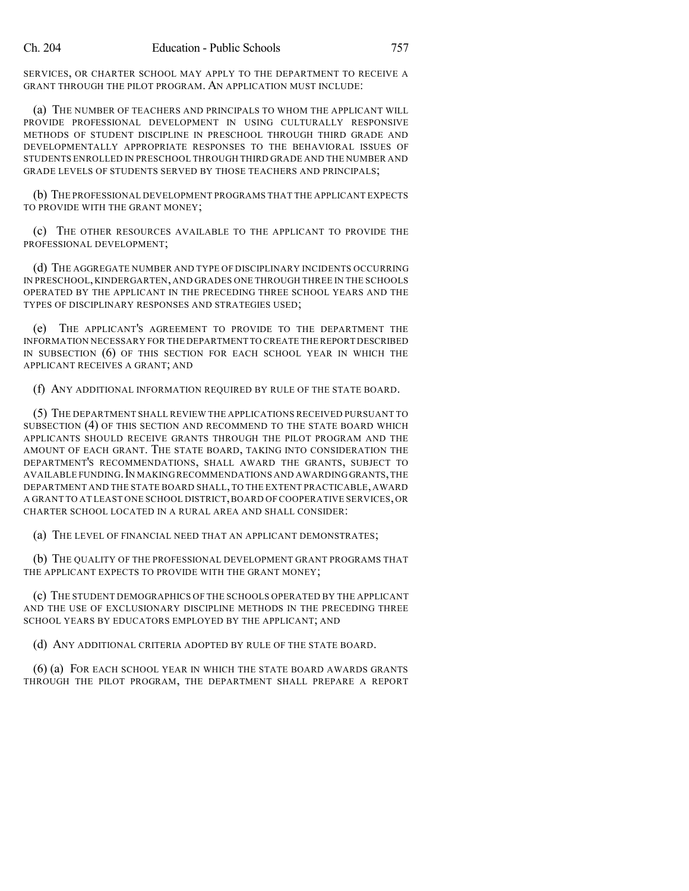SERVICES, OR CHARTER SCHOOL MAY APPLY TO THE DEPARTMENT TO RECEIVE A GRANT THROUGH THE PILOT PROGRAM. AN APPLICATION MUST INCLUDE:

(a) THE NUMBER OF TEACHERS AND PRINCIPALS TO WHOM THE APPLICANT WILL PROVIDE PROFESSIONAL DEVELOPMENT IN USING CULTURALLY RESPONSIVE METHODS OF STUDENT DISCIPLINE IN PRESCHOOL THROUGH THIRD GRADE AND DEVELOPMENTALLY APPROPRIATE RESPONSES TO THE BEHAVIORAL ISSUES OF STUDENTS ENROLLED IN PRESCHOOL THROUGH THIRD GRADE AND THE NUMBER AND GRADE LEVELS OF STUDENTS SERVED BY THOSE TEACHERS AND PRINCIPALS;

(b) THE PROFESSIONAL DEVELOPMENT PROGRAMS THAT THE APPLICANT EXPECTS TO PROVIDE WITH THE GRANT MONEY;

(c) THE OTHER RESOURCES AVAILABLE TO THE APPLICANT TO PROVIDE THE PROFESSIONAL DEVELOPMENT;

(d) THE AGGREGATE NUMBER AND TYPE OF DISCIPLINARY INCIDENTS OCCURRING IN PRESCHOOL, KINDERGARTEN, AND GRADES ONE THROUGH THREE IN THE SCHOOLS OPERATED BY THE APPLICANT IN THE PRECEDING THREE SCHOOL YEARS AND THE TYPES OF DISCIPLINARY RESPONSES AND STRATEGIES USED;

(e) THE APPLICANT'S AGREEMENT TO PROVIDE TO THE DEPARTMENT THE INFORMATION NECESSARY FOR THE DEPARTMENT TO CREATE THE REPORT DESCRIBED IN SUBSECTION (6) OF THIS SECTION FOR EACH SCHOOL YEAR IN WHICH THE APPLICANT RECEIVES A GRANT; AND

(f) ANY ADDITIONAL INFORMATION REQUIRED BY RULE OF THE STATE BOARD.

(5) THE DEPARTMENT SHALL REVIEW THE APPLICATIONS RECEIVED PURSUANT TO SUBSECTION (4) OF THIS SECTION AND RECOMMEND TO THE STATE BOARD WHICH APPLICANTS SHOULD RECEIVE GRANTS THROUGH THE PILOT PROGRAM AND THE AMOUNT OF EACH GRANT. THE STATE BOARD, TAKING INTO CONSIDERATION THE DEPARTMENT'S RECOMMENDATIONS, SHALL AWARD THE GRANTS, SUBJECT TO AVAILABLE FUNDING. IN MAKING RECOMMENDATIONS AND AWARDING GRANTS, THE DEPARTMENT AND THE STATE BOARD SHALL, TO THE EXTENT PRACTICABLE, AWARD A GRANT TO AT LEAST ONE SCHOOL DISTRICT, BOARD OF COOPERATIVE SERVICES, OR CHARTER SCHOOL LOCATED IN A RURAL AREA AND SHALL CONSIDER:

(a) THE LEVEL OF FINANCIAL NEED THAT AN APPLICANT DEMONSTRATES;

(b) THE QUALITY OF THE PROFESSIONAL DEVELOPMENT GRANT PROGRAMS THAT THE APPLICANT EXPECTS TO PROVIDE WITH THE GRANT MONEY;

(c) THE STUDENT DEMOGRAPHICS OF THE SCHOOLS OPERATED BY THE APPLICANT AND THE USE OF EXCLUSIONARY DISCIPLINE METHODS IN THE PRECEDING THREE SCHOOL YEARS BY EDUCATORS EMPLOYED BY THE APPLICANT; AND

(d) ANY ADDITIONAL CRITERIA ADOPTED BY RULE OF THE STATE BOARD.

(6) (a) FOR EACH SCHOOL YEAR IN WHICH THE STATE BOARD AWARDS GRANTS THROUGH THE PILOT PROGRAM, THE DEPARTMENT SHALL PREPARE A REPORT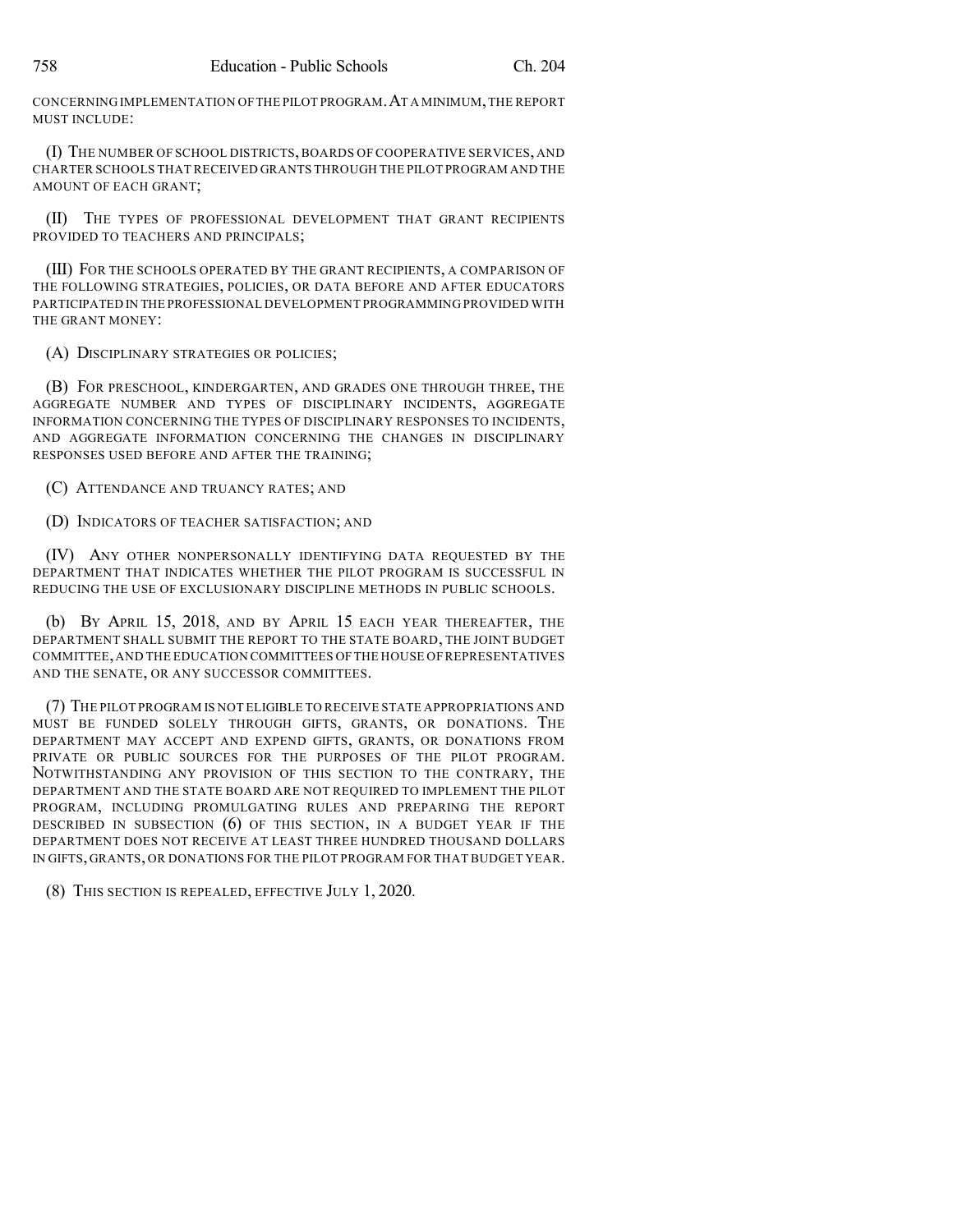CONCERNING IMPLEMENTATION OF THE PILOT PROGRAM. AT A MINIMUM, THE REPORT MUST INCLUDE:

(I) THE NUMBER OF SCHOOL DISTRICTS, BOARDS OF COOPERATIVE SERVICES, AND CHARTER SCHOOLS THAT RECEIVED GRANTS THROUGH THE PILOT PROGRAM AND THE AMOUNT OF EACH GRANT;

(II) THE TYPES OF PROFESSIONAL DEVELOPMENT THAT GRANT RECIPIENTS PROVIDED TO TEACHERS AND PRINCIPALS;

(III) FOR THE SCHOOLS OPERATED BY THE GRANT RECIPIENTS, A COMPARISON OF THE FOLLOWING STRATEGIES, POLICIES, OR DATA BEFORE AND AFTER EDUCATORS PARTICIPATED IN THE PROFESSIONAL DEVELOPMENT PROGRAMMING PROVIDED WITH THE GRANT MONEY:

(A) DISCIPLINARY STRATEGIES OR POLICIES;

(B) FOR PRESCHOOL, KINDERGARTEN, AND GRADES ONE THROUGH THREE, THE AGGREGATE NUMBER AND TYPES OF DISCIPLINARY INCIDENTS, AGGREGATE INFORMATION CONCERNING THE TYPES OF DISCIPLINARY RESPONSES TO INCIDENTS, AND AGGREGATE INFORMATION CONCERNING THE CHANGES IN DISCIPLINARY RESPONSES USED BEFORE AND AFTER THE TRAINING;

(C) ATTENDANCE AND TRUANCY RATES; AND

(D) INDICATORS OF TEACHER SATISFACTION; AND

(IV) ANY OTHER NONPERSONALLY IDENTIFYING DATA REQUESTED BY THE DEPARTMENT THAT INDICATES WHETHER THE PILOT PROGRAM IS SUCCESSFUL IN REDUCING THE USE OF EXCLUSIONARY DISCIPLINE METHODS IN PUBLIC SCHOOLS.

(b) BY APRIL 15, 2018, AND BY APRIL 15 EACH YEAR THEREAFTER, THE DEPARTMENT SHALL SUBMIT THE REPORT TO THE STATE BOARD, THE JOINT BUDGET COMMITTEE, AND THE EDUCATION COMMITTEES OF THE HOUSE OF REPRESENTATIVES AND THE SENATE, OR ANY SUCCESSOR COMMITTEES.

(7) THE PILOT PROGRAM IS NOT ELIGIBLE TO RECEIVE STATE APPROPRIATIONS AND MUST BE FUNDED SOLELY THROUGH GIFTS, GRANTS, OR DONATIONS. THE DEPARTMENT MAY ACCEPT AND EXPEND GIFTS, GRANTS, OR DONATIONS FROM PRIVATE OR PUBLIC SOURCES FOR THE PURPOSES OF THE PILOT PROGRAM. NOTWITHSTANDING ANY PROVISION OF THIS SECTION TO THE CONTRARY, THE DEPARTMENT AND THE STATE BOARD ARE NOT REQUIRED TO IMPLEMENT THE PILOT PROGRAM, INCLUDING PROMULGATING RULES AND PREPARING THE REPORT DESCRIBED IN SUBSECTION (6) OF THIS SECTION, IN A BUDGET YEAR IF THE DEPARTMENT DOES NOT RECEIVE AT LEAST THREE HUNDRED THOUSAND DOLLARS IN GIFTS, GRANTS, OR DONATIONS FOR THE PILOT PROGRAM FOR THAT BUDGET YEAR.

(8) THIS SECTION IS REPEALED, EFFECTIVE JULY 1, 2020.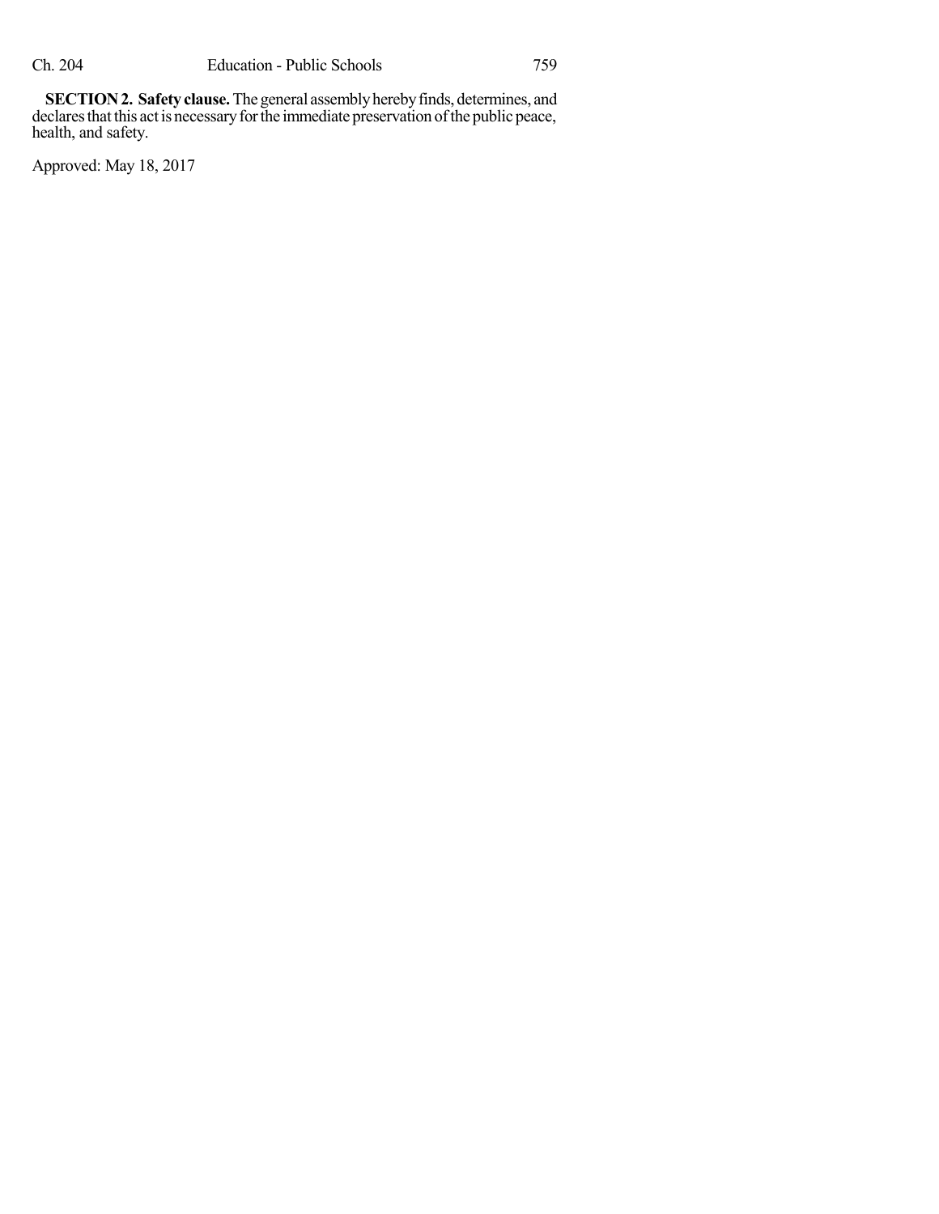**SECTION 2. Safety clause.** The general assembly hereby finds, determines, and declares that this act is necessary for the immediate preservation of the public peace, health, and safety.

Approved: May 18, 2017